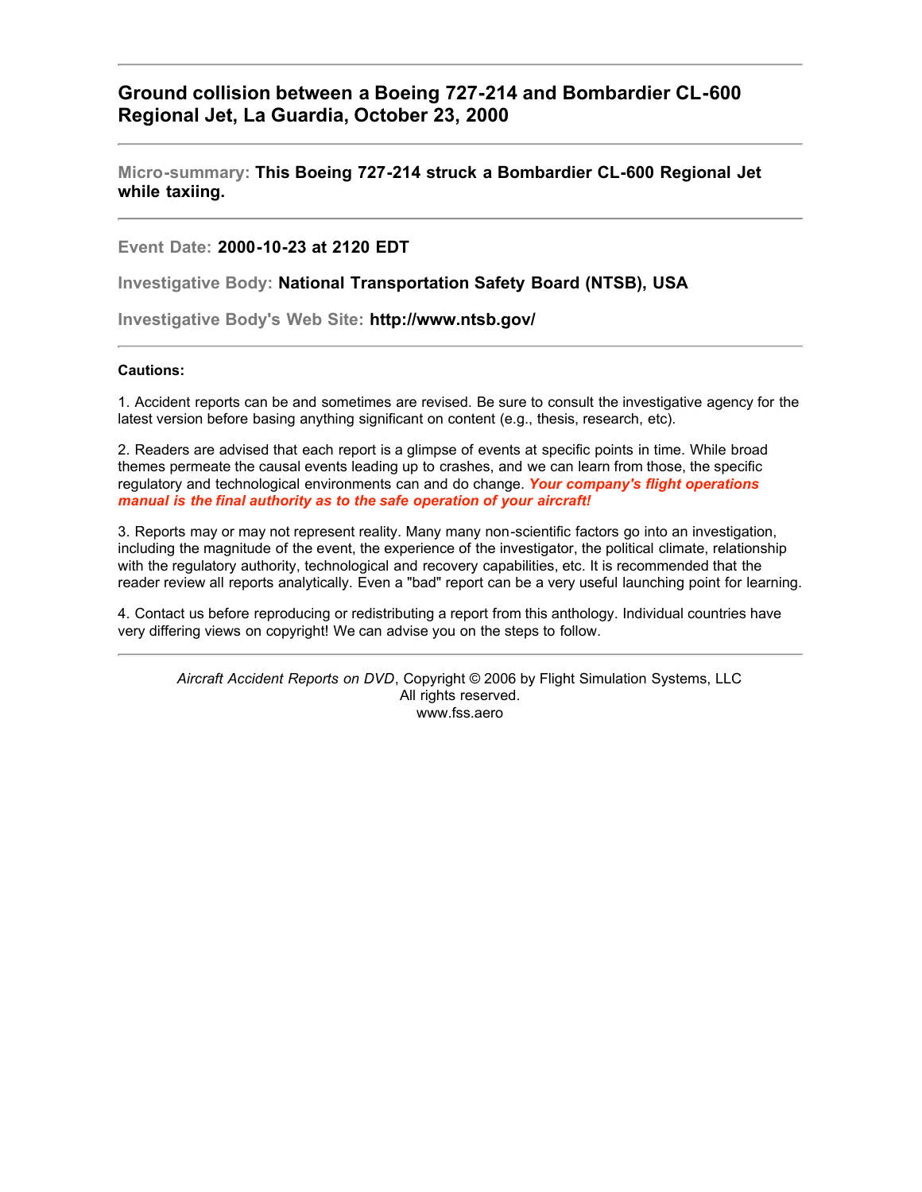# Ground collision between a Boeing 727-214 and Bombardier CL-600 Regional Jet, La Guardia, October 23, 2000

---

**Micro-summary: This Boeing 727-214 struck a Bombardier CL-600 Regional Jet while taxiing.**

---

**Event Date: 2000-10-23 at 2120 EDT**

**Investigative Body: National Transportation Safety Board (NTSB), USA**

**Investigative Body's Web Site: http://www.ntsb.gov/**

---

**Cautions:**

1. Accident reports can be and sometimes are revised. Be sure to consult the investigative agency for the latest version before basing anything significant on content (e.g., thesis, research, etc).

2. Readers are advised that each report is a glimpse of events at specific points in time. While broad themes permeate the causal events leading up to crashes, and we can learn from those, the specific regulatory and technological environments can and do change. ***Your company's flight operations manual is the final authority as to the safe operation of your aircraft!***

3. Reports may or may not represent reality. Many many non-scientific factors go into an investigation, including the magnitude of the event, the experience of the investigator, the political climate, relationship with the regulatory authority, technological and recovery capabilities, etc. It is recommended that the reader review all reports analytically. Even a "bad" report can be a very useful launching point for learning.

4. Contact us before reproducing or redistributing a report from this anthology. Individual countries have very differing views on copyright! We can advise you on the steps to follow.

---

*Aircraft Accident Reports on DVD*, Copyright © 2006 by Flight Simulation Systems, LLC
All rights reserved.
www.fss.aero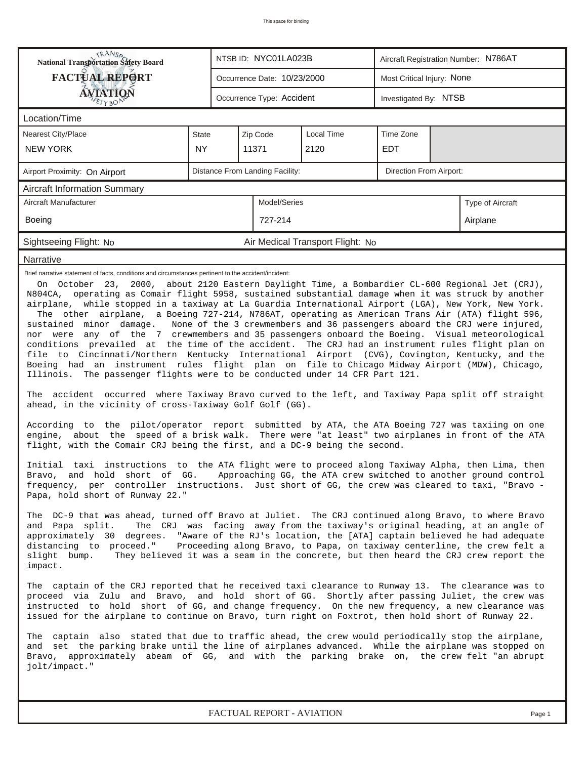This space for binding

| National Transportation Safety Board FACTUAL REPORT AVIATION | NTSB ID: NYC01LA023B | Aircraft Registration Number: N786AT |
|---|---|---|
| | Occurrence Date: 10/23/2000 | Most Critical Injury: None |
| | Occurrence Type: Accident | Investigated By: NTSB |

## Location/Time

| Nearest City/Place | State | Zip Code | Local Time | Time Zone |
|---|---|---|---|---|
| NEW YORK | NY | 11371 | 2120 | EDT |

| Airport Proximity: On Airport | Distance From Landing Facility: | Direction From Airport: |
|---|---|---|

## Aircraft Information Summary

| Aircraft Manufacturer | Model/Series | Type of Aircraft |
|---|---|---|
| Boeing | 727-214 | Airplane |

Sightseeing Flight: No    Air Medical Transport Flight: No

## Narrative

Brief narrative statement of facts, conditions and circumstances pertinent to the accident/incident:

On October 23, 2000, about 2120 Eastern Daylight Time, a Bombardier CL-600 Regional Jet (CRJ), N804CA, operating as Comair flight 5958, sustained substantial damage when it was struck by another airplane, while stopped in a taxiway at La Guardia International Airport (LGA), New York, New York. The other airplane, a Boeing 727-214, N786AT, operating as American Trans Air (ATA) flight 596, sustained minor damage. None of the 3 crewmembers and 36 passengers aboard the CRJ were injured, nor were any of the 7 crewmembers and 35 passengers onboard the Boeing. Visual meteorological conditions prevailed at the time of the accident. The CRJ had an instrument rules flight plan on file to Cincinnati/Northern Kentucky International Airport (CVG), Covington, Kentucky, and the Boeing had an instrument rules flight plan on file to Chicago Midway Airport (MDW), Chicago, Illinois. The passenger flights were to be conducted under 14 CFR Part 121.

The accident occurred where Taxiway Bravo curved to the left, and Taxiway Papa split off straight ahead, in the vicinity of cross-Taxiway Golf Golf (GG).

According to the pilot/operator report submitted by ATA, the ATA Boeing 727 was taxiing on one engine, about the speed of a brisk walk. There were "at least" two airplanes in front of the ATA flight, with the Comair CRJ being the first, and a DC-9 being the second.

Initial taxi instructions to the ATA flight were to proceed along Taxiway Alpha, then Lima, then Bravo, and hold short of GG. Approaching GG, the ATA crew switched to another ground control frequency, per controller instructions. Just short of GG, the crew was cleared to taxi, "Bravo - Papa, hold short of Runway 22."

The DC-9 that was ahead, turned off Bravo at Juliet. The CRJ continued along Bravo, to where Bravo and Papa split. The CRJ was facing away from the taxiway's original heading, at an angle of approximately 30 degrees. "Aware of the RJ's location, the [ATA] captain believed he had adequate distancing to proceed." Proceeding along Bravo, to Papa, on taxiway centerline, the crew felt a slight bump. They believed it was a seam in the concrete, but then heard the CRJ crew report the impact.

The captain of the CRJ reported that he received taxi clearance to Runway 13. The clearance was to proceed via Zulu and Bravo, and hold short of GG. Shortly after passing Juliet, the crew was instructed to hold short of GG, and change frequency. On the new frequency, a new clearance was issued for the airplane to continue on Bravo, turn right on Foxtrot, then hold short of Runway 22.

The captain also stated that due to traffic ahead, the crew would periodically stop the airplane, and set the parking brake until the line of airplanes advanced. While the airplane was stopped on Bravo, approximately abeam of GG, and with the parking brake on, the crew felt "an abrupt jolt/impact."

FACTUAL REPORT - AVIATION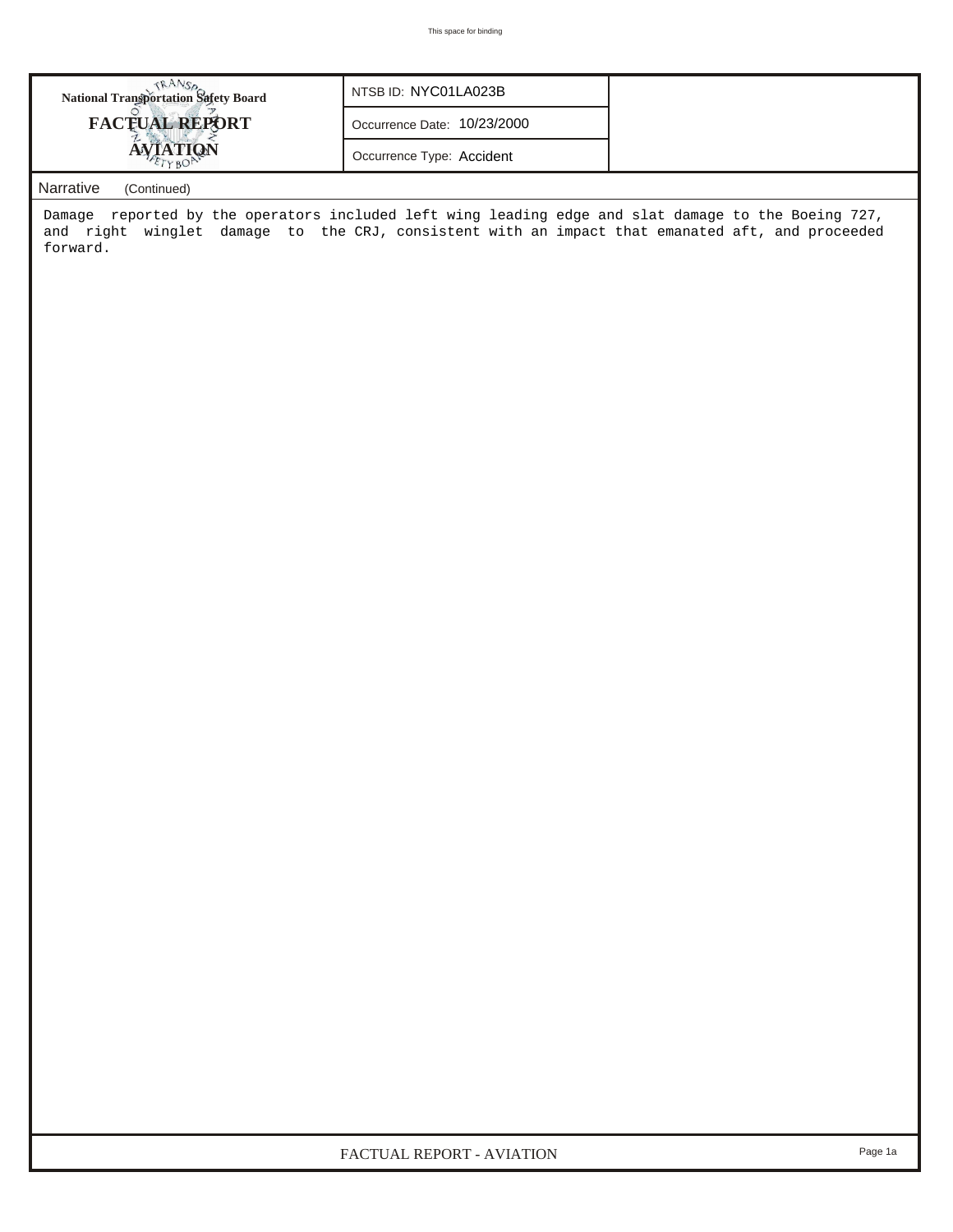**National Transportation Safety Board**

**FACTUAL REPORT**

**AVIATION**

NTSB ID: NYC01LA023B

Occurrence Date: 10/23/2000

Occurrence Type: Accident

Narrative (Continued)

Damage reported by the operators included left wing leading edge and slat damage to the Boeing 727, and right winglet damage to the CRJ, consistent with an impact that emanated aft, and proceeded forward.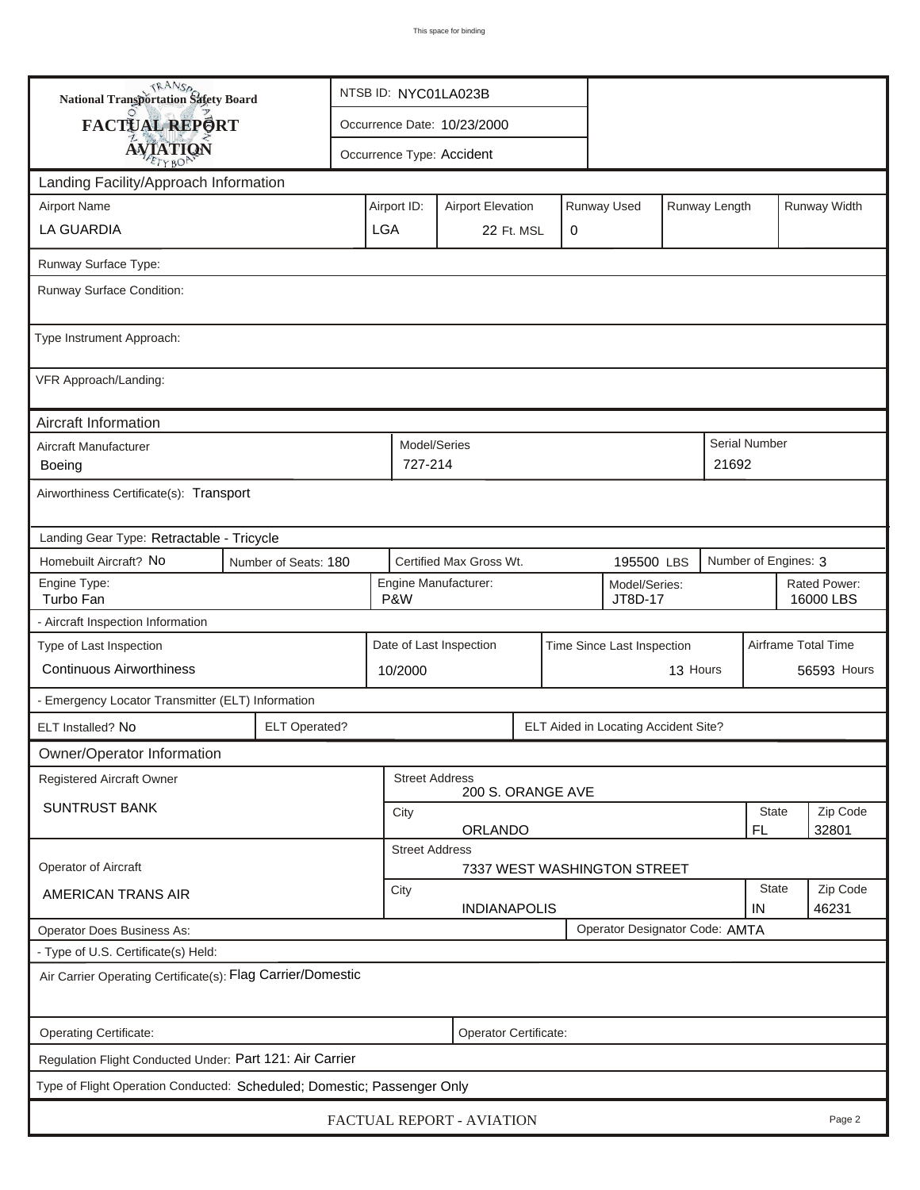This space for binding

| National Transportation Safety Board FACTUAL REPORT AVIATION | NTSB ID: NYC01LA023B |
|---|---|
| | Occurrence Date: 10/23/2000 |
| | Occurrence Type: Accident |

## Landing Facility/Approach Information

| Airport Name | Airport ID: | Airport Elevation | Runway Used | Runway Length | Runway Width |
|---|---|---|---|---|---|
| LA GUARDIA | LGA | 22 Ft. MSL | 0 | | |

Runway Surface Type:

Runway Surface Condition:

Type Instrument Approach:

VFR Approach/Landing:

## Aircraft Information

| Aircraft Manufacturer | Model/Series | Serial Number |
|---|---|---|
| Boeing | 727-214 | 21692 |

Airworthiness Certificate(s): Transport

Landing Gear Type: Retractable - Tricycle

| Homebuilt Aircraft? No | Number of Seats: 180 | Certified Max Gross Wt. 195500 LBS | Number of Engines: 3 |
|---|---|---|---|

| Engine Type: | Engine Manufacturer: | Model/Series: | Rated Power: |
|---|---|---|---|
| Turbo Fan | P&W | JT8D-17 | 16000 LBS |

- Aircraft Inspection Information

| Type of Last Inspection | Date of Last Inspection | Time Since Last Inspection | Airframe Total Time |
|---|---|---|---|
| Continuous Airworthiness | 10/2000 | 13 Hours | 56593 Hours |

- Emergency Locator Transmitter (ELT) Information

| ELT Installed? No | ELT Operated? | ELT Aided in Locating Accident Site? |
|---|---|---|

## Owner/Operator Information

| Registered Aircraft Owner | Street Address | | |
|---|---|---|---|
| SUNTRUST BANK | 200 S. ORANGE AVE | | |
| | City | State | Zip Code |
| | ORLANDO | FL | 32801 |
| Operator of Aircraft | Street Address | | |
| AMERICAN TRANS AIR | 7337 WEST WASHINGTON STREET | | |
| | City | State | Zip Code |
| | INDIANAPOLIS | IN | 46231 |

Operator Does Business As: | Operator Designator Code: AMTA

- Type of U.S. Certificate(s) Held:

Air Carrier Operating Certificate(s): Flag Carrier/Domestic

Operating Certificate: | Operator Certificate:

Regulation Flight Conducted Under: Part 121: Air Carrier

Type of Flight Operation Conducted: Scheduled; Domestic; Passenger Only

FACTUAL REPORT - AVIATION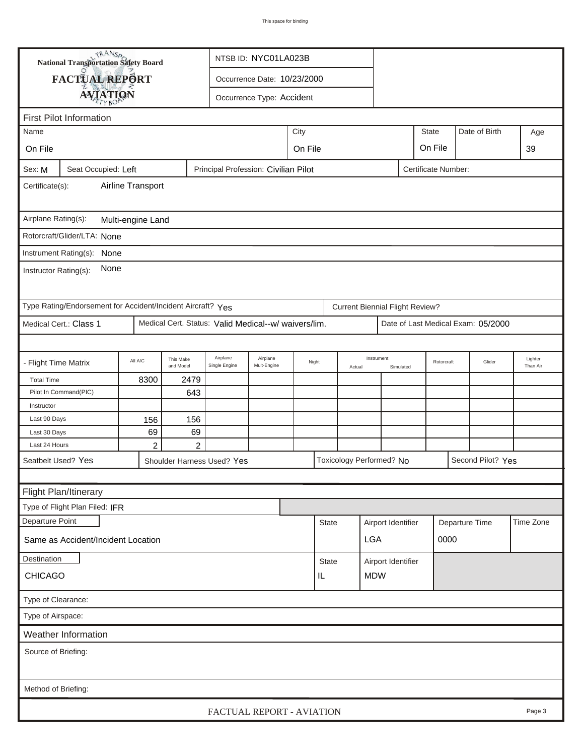National Transportation Safety Board

# FACTUAL REPORT

## AVIATION

NTSB ID: NYC01LA023B

Occurrence Date: 10/23/2000

Occurrence Type: Accident

## First Pilot Information

| Name | City | State | Date of Birth | Age |
|---|---|---|---|---|
| On File | On File | On File | | 39 |

Sex: M | Seat Occupied: Left | Principal Profession: Civilian Pilot | Certificate Number:

Certificate(s): Airline Transport

Airplane Rating(s): Multi-engine Land

Rotorcraft/Glider/LTA: None

Instrument Rating(s): None

Instructor Rating(s): None

Type Rating/Endorsement for Accident/Incident Aircraft? Yes | Current Biennial Flight Review?

Medical Cert.: Class 1 | Medical Cert. Status: Valid Medical--w/ waivers/lim. | Date of Last Medical Exam: 05/2000

| - Flight Time Matrix | All A/C | This Make and Model | Airplane Single Engine | Airplane Mult-Engine | Night | Instrument Actual | Instrument Simulated | Rotorcraft | Glider | Lighter Than Air |
|---|---|---|---|---|---|---|---|---|---|---|
| Total Time | 8300 | 2479 | | | | | | | | |
| Pilot In Command(PIC) | | 643 | | | | | | | | |
| Instructor | | | | | | | | | | |
| Last 90 Days | 156 | 156 | | | | | | | | |
| Last 30 Days | 69 | 69 | | | | | | | | |
| Last 24 Hours | 2 | 2 | | | | | | | | |

Seatbelt Used? Yes | Shoulder Harness Used? Yes | Toxicology Performed? No | Second Pilot? Yes

## Flight Plan/Itinerary

Type of Flight Plan Filed: IFR

| Departure Point | State | Airport Identifier | Departure Time | Time Zone |
|---|---|---|---|---|
| Same as Accident/Incident Location | | LGA | 0000 | |

| Destination | State | Airport Identifier |
|---|---|---|
| CHICAGO | IL | MDW |

Type of Clearance:

Type of Airspace:

## Weather Information

Source of Briefing:

Method of Briefing: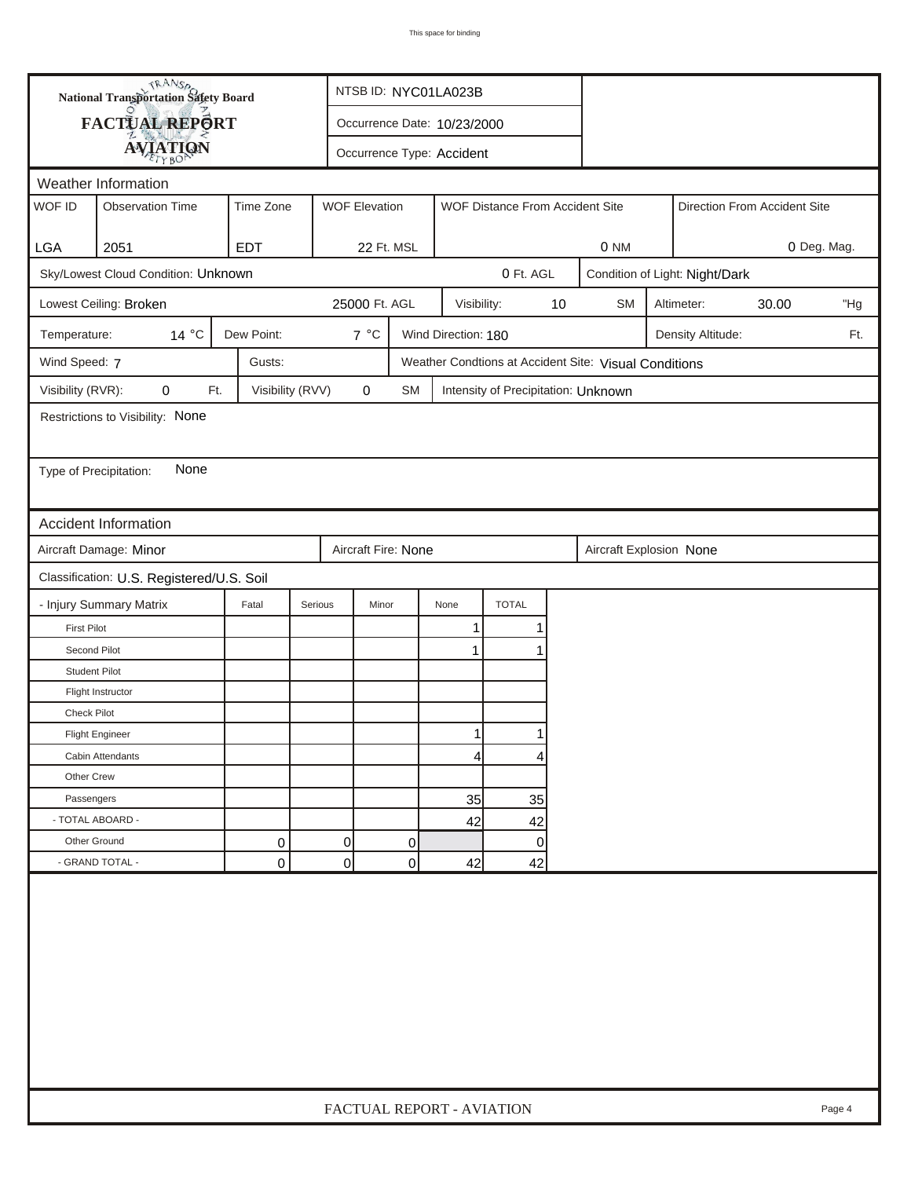This space for binding

**National Transportation Safety Board**

**FACTUAL REPORT**

**AVIATION**

NTSB ID: NYC01LA023B

Occurrence Date: 10/23/2000

Occurrence Type: Accident

## Weather Information

| WOF ID | Observation Time | Time Zone | WOF Elevation | WOF Distance From Accident Site | Direction From Accident Site |
|---|---|---|---|---|---|
| LGA | 2051 | EDT | 22 Ft. MSL | 0 NM | 0 Deg. Mag. |

Sky/Lowest Cloud Condition: Unknown — 0 Ft. AGL

Condition of Light: Night/Dark

Lowest Ceiling: Broken — 25000 Ft. AGL

Visibility: 10 SM

Altimeter: 30.00 "Hg

Temperature: 14 °C

Dew Point: 7 °C

Wind Direction: 180

Density Altitude: Ft.

Wind Speed: 7

Gusts:

Weather Condtions at Accident Site: Visual Conditions

Visibility (RVR): 0 Ft.

Visibility (RVV) 0 SM

Intensity of Precipitation: Unknown

Restrictions to Visibility: None

Type of Precipitation: None

## Accident Information

Aircraft Damage: Minor

Aircraft Fire: None

Aircraft Explosion None

Classification: U.S. Registered/U.S. Soil

| - Injury Summary Matrix | Fatal | Serious | Minor | None | TOTAL |
|---|---|---|---|---|---|
| First Pilot | | | | 1 | 1 |
| Second Pilot | | | | 1 | 1 |
| Student Pilot | | | | | |
| Flight Instructor | | | | | |
| Check Pilot | | | | | |
| Flight Engineer | | | | 1 | 1 |
| Cabin Attendants | | | | 4 | 4 |
| Other Crew | | | | | |
| Passengers | | | | 35 | 35 |
| - TOTAL ABOARD - | | | | 42 | 42 |
| Other Ground | 0 | 0 | 0 | | 0 |
| - GRAND TOTAL - | 0 | 0 | 0 | 42 | 42 |

FACTUAL REPORT - AVIATION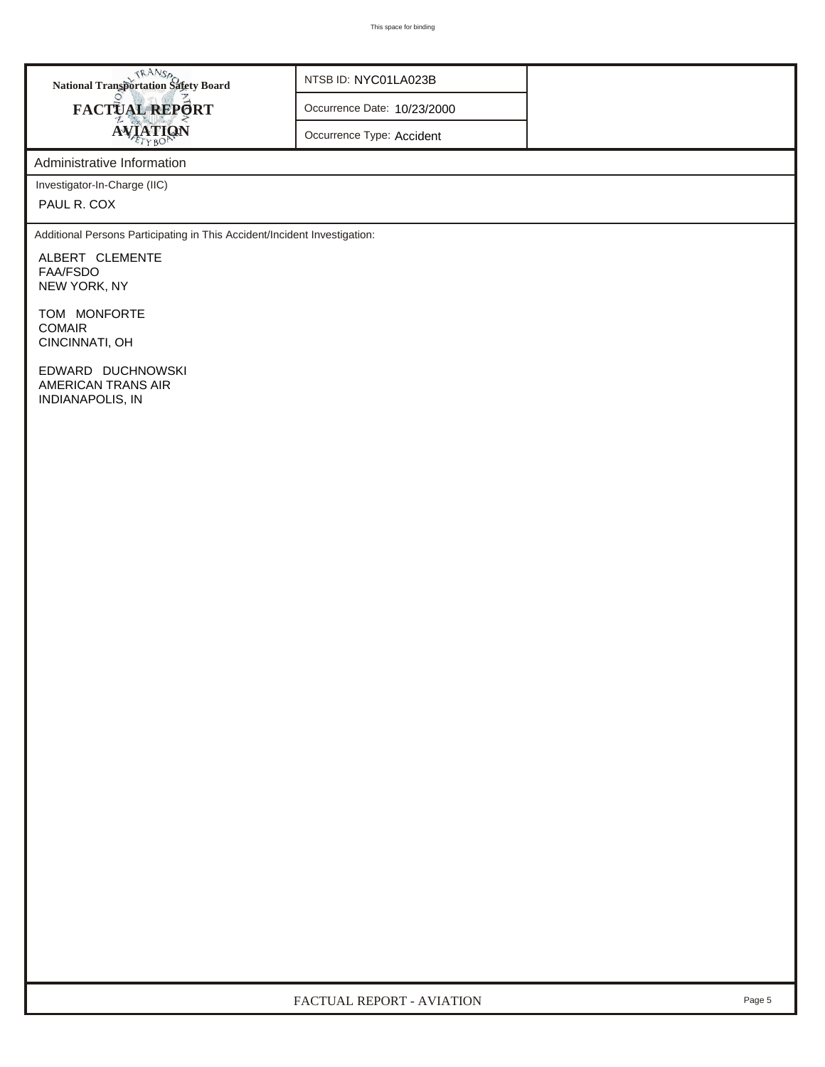This space for binding

**National Transportation Safety Board**

**FACTUAL REPORT**

**AVIATION**

| | |
|---|---|
| NTSB ID: NYC01LA023B | |
| Occurrence Date: 10/23/2000 | |
| Occurrence Type: Accident | |

## Administrative Information

Investigator-In-Charge (IIC)

PAUL R. COX

Additional Persons Participating in This Accident/Incident Investigation:

ALBERT CLEMENTE
FAA/FSDO
NEW YORK, NY

TOM MONFORTE
COMAIR
CINCINNATI, OH

EDWARD DUCHNOWSKI
AMERICAN TRANS AIR
INDIANAPOLIS, IN